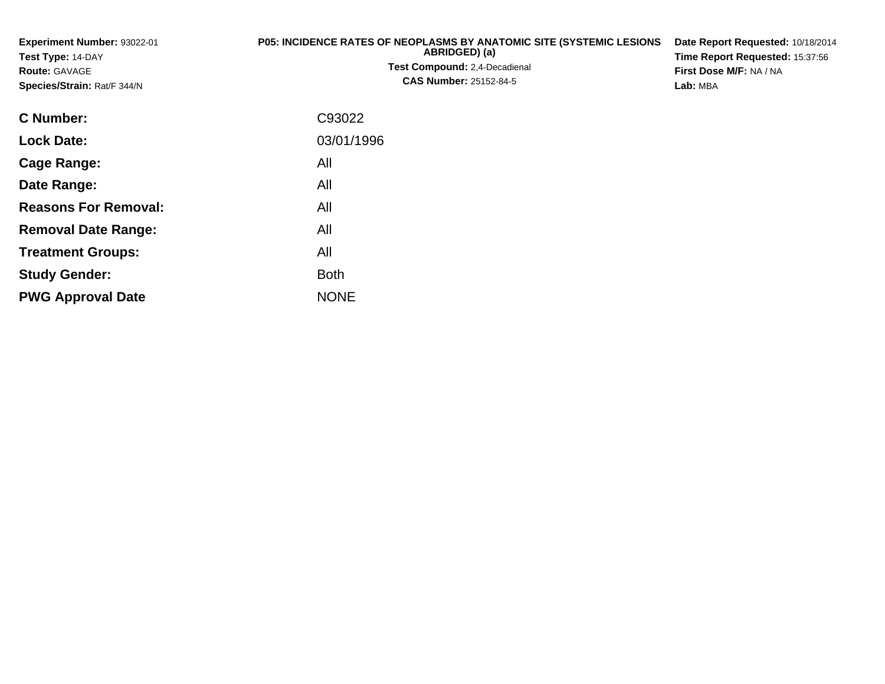**Experiment Number:** 93022-01
**Test Type:** 14-DAY
**Route:** GAVAGE
**Species/Strain:** Rat/F 344/N

**P05: INCIDENCE RATES OF NEOPLASMS BY ANATOMIC SITE (SYSTEMIC LESIONS ABRIDGED) (a)**
**Test Compound:** 2,4-Decadienal
**CAS Number:** 25152-84-5

**Date Report Requested:** 10/18/2014
**Time Report Requested:** 15:37:56
**First Dose M/F:** NA / NA
**Lab:** MBA

| | |
|---|---|
| **C Number:** | C93022 |
| **Lock Date:** | 03/01/1996 |
| **Cage Range:** | All |
| **Date Range:** | All |
| **Reasons For Removal:** | All |
| **Removal Date Range:** | All |
| **Treatment Groups:** | All |
| **Study Gender:** | Both |
| **PWG Approval Date** | NONE |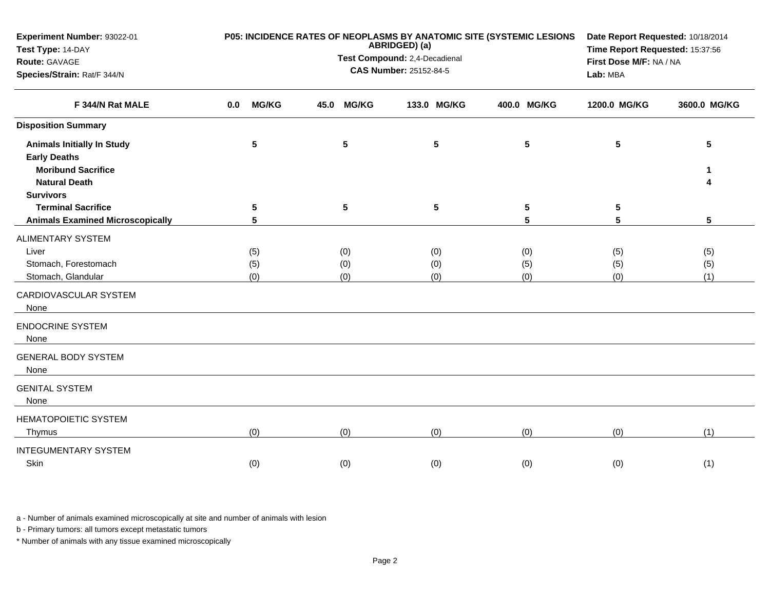**Experiment Number:** 93022-01
**Test Type:** 14-DAY
**Route:** GAVAGE
**Species/Strain:** Rat/F 344/N

**P05: INCIDENCE RATES OF NEOPLASMS BY ANATOMIC SITE (SYSTEMIC LESIONS ABRIDGED) (a)**
**Test Compound:** 2,4-Decadienal
**CAS Number:** 25152-84-5

**Date Report Requested:** 10/18/2014
**Time Report Requested:** 15:37:56
**First Dose M/F:** NA / NA
**Lab:** MBA

| F 344/N Rat MALE | 0.0 MG/KG | 45.0 MG/KG | 133.0 MG/KG | 400.0 MG/KG | 1200.0 MG/KG | 3600.0 MG/KG |
|---|---|---|---|---|---|---|
| **Disposition Summary** | | | | | | |
| **Animals Initially In Study** | 5 | 5 | 5 | 5 | 5 | 5 |
| **Early Deaths** | | | | | | |
| **Moribund Sacrifice** | | | | | | 1 |
| **Natural Death** | | | | | | 4 |
| **Survivors** | | | | | | |
| **Terminal Sacrifice** | 5 | 5 | 5 | 5 | 5 | |
| **Animals Examined Microscopically** | 5 | | | 5 | 5 | 5 |
| ALIMENTARY SYSTEM | | | | | | |
| Liver | (5) | (0) | (0) | (0) | (5) | (5) |
| Stomach, Forestomach | (5) | (0) | (0) | (5) | (5) | (5) |
| Stomach, Glandular | (0) | (0) | (0) | (0) | (0) | (1) |
| CARDIOVASCULAR SYSTEM | | | | | | |
| None | | | | | | |
| ENDOCRINE SYSTEM | | | | | | |
| None | | | | | | |
| GENERAL BODY SYSTEM | | | | | | |
| None | | | | | | |
| GENITAL SYSTEM | | | | | | |
| None | | | | | | |
| HEMATOPOIETIC SYSTEM | | | | | | |
| Thymus | (0) | (0) | (0) | (0) | (0) | (1) |
| INTEGUMENTARY SYSTEM | | | | | | |
| Skin | (0) | (0) | (0) | (0) | (0) | (1) |

a - Number of animals examined microscopically at site and number of animals with lesion

b - Primary tumors: all tumors except metastatic tumors

* Number of animals with any tissue examined microscopically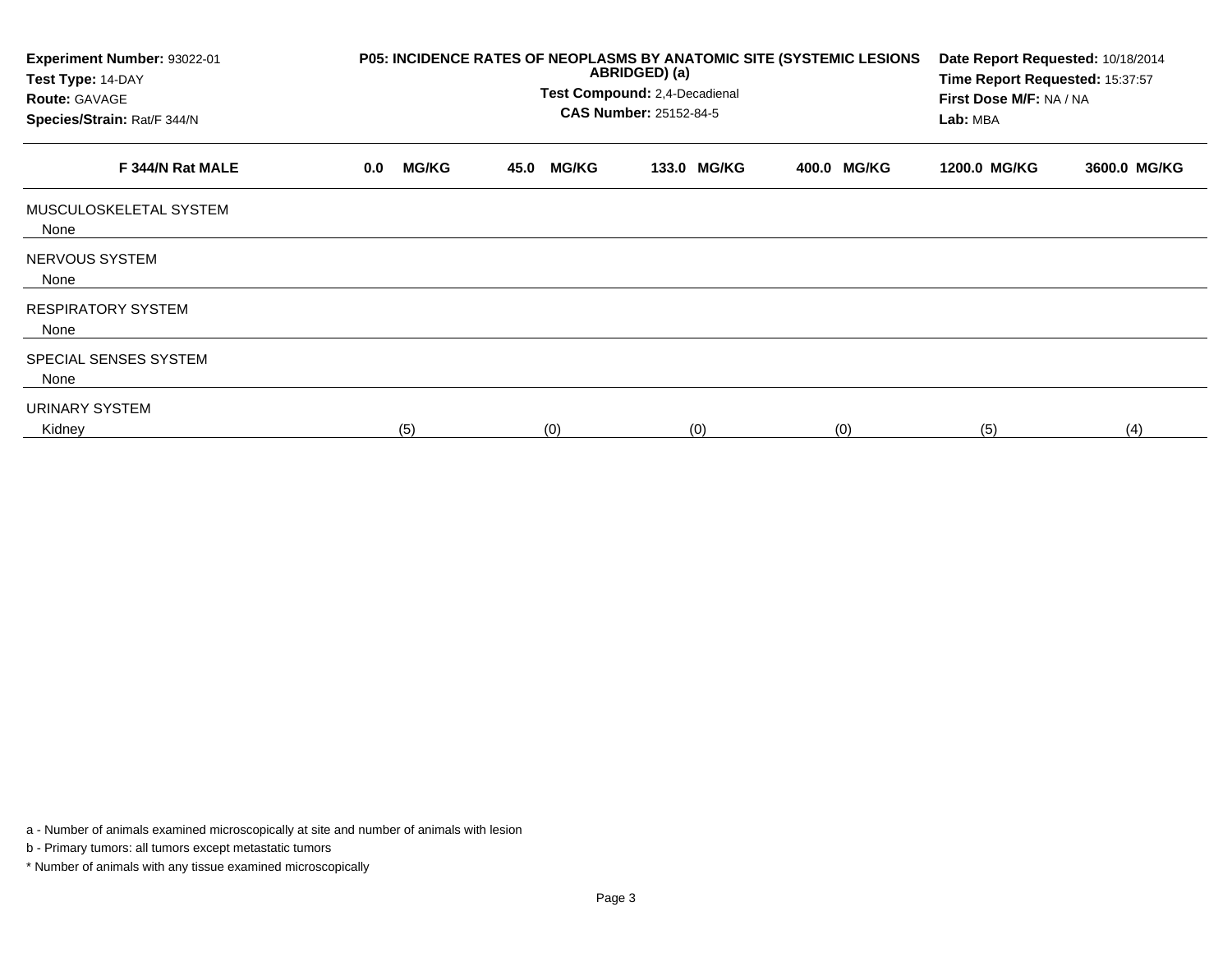| Experiment Number: 93022-01 | P05: INCIDENCE RATES OF NEOPLASMS BY ANATOMIC SITE (SYSTEMIC LESIONS ABRIDGED) (a) | Date Report Requested: 10/18/2014 |
|---|---|---|
| Test Type: 14-DAY | Test Compound: 2,4-Decadienal | Time Report Requested: 15:37:57 |
| Route: GAVAGE | CAS Number: 25152-84-5 | First Dose M/F: NA / NA |
| Species/Strain: Rat/F 344/N | | Lab: MBA |

| F 344/N Rat MALE | 0.0 MG/KG | 45.0 MG/KG | 133.0 MG/KG | 400.0 MG/KG | 1200.0 MG/KG | 3600.0 MG/KG |
|---|---|---|---|---|---|---|
| MUSCULOSKELETAL SYSTEM | | | | | | |
| None | | | | | | |
| NERVOUS SYSTEM | | | | | | |
| None | | | | | | |
| RESPIRATORY SYSTEM | | | | | | |
| None | | | | | | |
| SPECIAL SENSES SYSTEM | | | | | | |
| None | | | | | | |
| URINARY SYSTEM | | | | | | |
| Kidney | (5) | (0) | (0) | (0) | (5) | (4) |

a - Number of animals examined microscopically at site and number of animals with lesion

b - Primary tumors: all tumors except metastatic tumors

* Number of animals with any tissue examined microscopically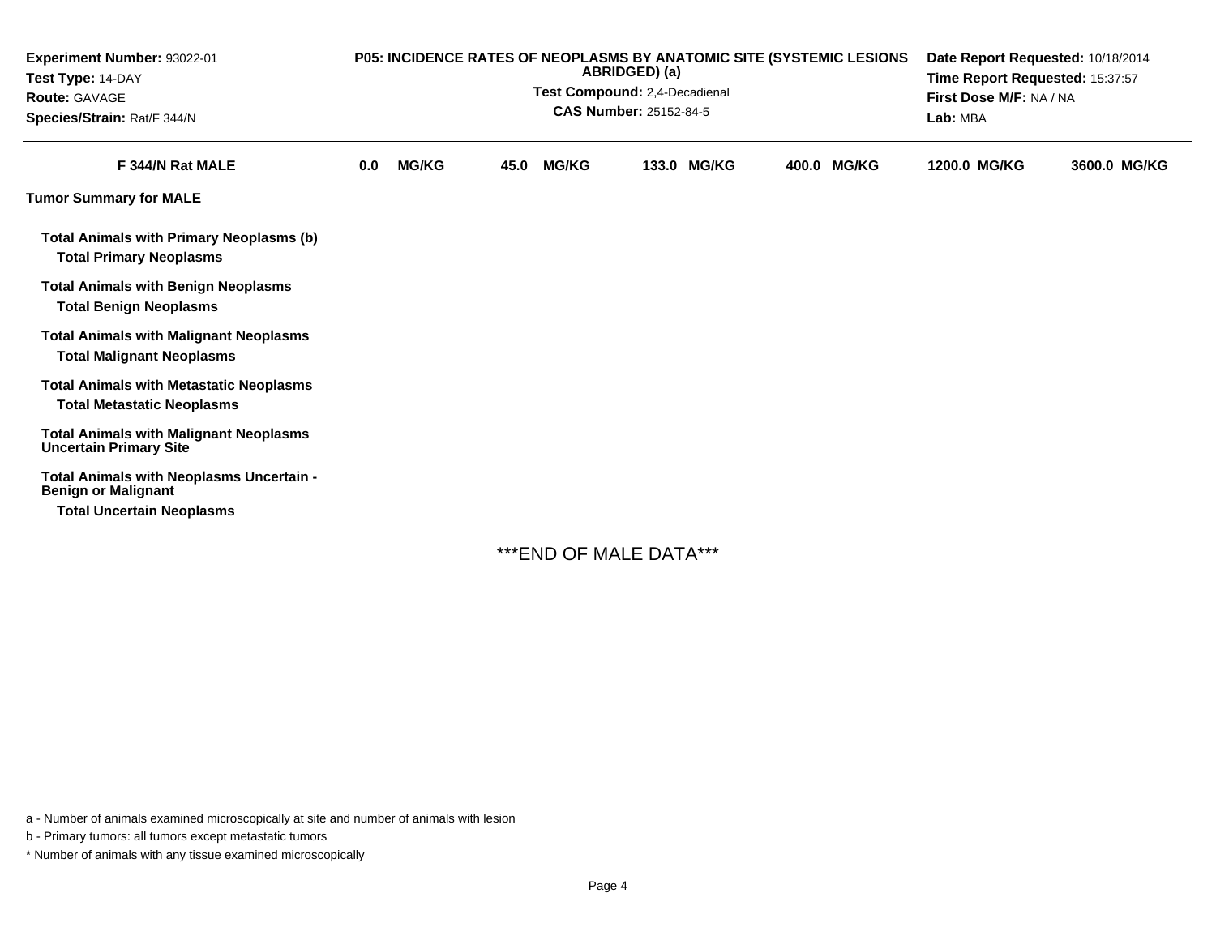| Experiment Number: 93022-01 | P05: INCIDENCE RATES OF NEOPLASMS BY ANATOMIC SITE (SYSTEMIC LESIONS ABRIDGED) (a) | Date Report Requested: 10/18/2014 |
|---|---|---|
| Test Type: 14-DAY | Test Compound: 2,4-Decadienal | Time Report Requested: 15:37:57 |
| Route: GAVAGE | CAS Number: 25152-84-5 | First Dose M/F: NA / NA |
| Species/Strain: Rat/F 344/N | | Lab: MBA |

| F 344/N Rat MALE | 0.0 MG/KG | 45.0 MG/KG | 133.0 MG/KG | 400.0 MG/KG | 1200.0 MG/KG | 3600.0 MG/KG |
|---|---|---|---|---|---|---|
| **Tumor Summary for MALE** | | | | | | |
| **Total Animals with Primary Neoplasms (b)** | | | | | | |
| **Total Primary Neoplasms** | | | | | | |
| **Total Animals with Benign Neoplasms** | | | | | | |
| **Total Benign Neoplasms** | | | | | | |
| **Total Animals with Malignant Neoplasms** | | | | | | |
| **Total Malignant Neoplasms** | | | | | | |
| **Total Animals with Metastatic Neoplasms** | | | | | | |
| **Total Metastatic Neoplasms** | | | | | | |
| **Total Animals with Malignant Neoplasms Uncertain Primary Site** | | | | | | |
| **Total Animals with Neoplasms Uncertain - Benign or Malignant** | | | | | | |
| **Total Uncertain Neoplasms** | | | | | | |

***END OF MALE DATA***

a - Number of animals examined microscopically at site and number of animals with lesion

b - Primary tumors: all tumors except metastatic tumors

* Number of animals with any tissue examined microscopically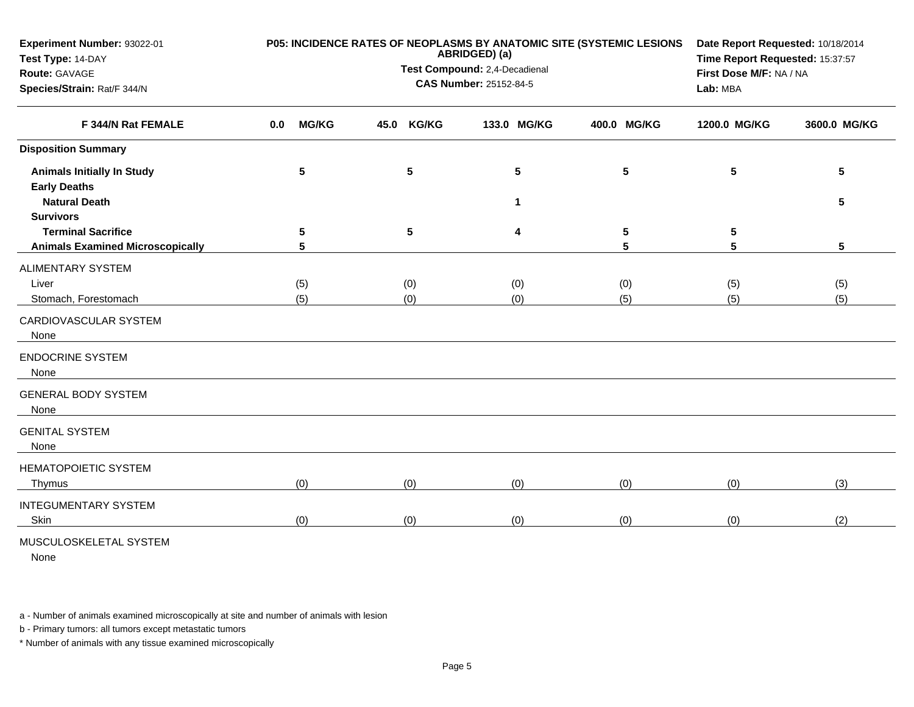**Experiment Number:** 93022-01
**Test Type:** 14-DAY
**Route:** GAVAGE
**Species/Strain:** Rat/F 344/N

**P05: INCIDENCE RATES OF NEOPLASMS BY ANATOMIC SITE (SYSTEMIC LESIONS ABRIDGED) (a)**
**Test Compound:** 2,4-Decadienal
**CAS Number:** 25152-84-5

**Date Report Requested:** 10/18/2014
**Time Report Requested:** 15:37:57
**First Dose M/F:** NA / NA
**Lab:** MBA

| F 344/N Rat FEMALE | 0.0 MG/KG | 45.0 KG/KG | 133.0 MG/KG | 400.0 MG/KG | 1200.0 MG/KG | 3600.0 MG/KG |
|---|---|---|---|---|---|---|
| **Disposition Summary** | | | | | | |
| **Animals Initially In Study** | 5 | 5 | 5 | 5 | 5 | 5 |
| **Early Deaths** | | | | | | |
| **Natural Death** | | | 1 | | | 5 |
| **Survivors** | | | | | | |
| **Terminal Sacrifice** | 5 | 5 | 4 | 5 | 5 | |
| **Animals Examined Microscopically** | 5 | | | 5 | 5 | 5 |
| ALIMENTARY SYSTEM | | | | | | |
| Liver | (5) | (0) | (0) | (0) | (5) | (5) |
| Stomach, Forestomach | (5) | (0) | (0) | (5) | (5) | (5) |
| CARDIOVASCULAR SYSTEM | | | | | | |
| None | | | | | | |
| ENDOCRINE SYSTEM | | | | | | |
| None | | | | | | |
| GENERAL BODY SYSTEM | | | | | | |
| None | | | | | | |
| GENITAL SYSTEM | | | | | | |
| None | | | | | | |
| HEMATOPOIETIC SYSTEM | | | | | | |
| Thymus | (0) | (0) | (0) | (0) | (0) | (3) |
| INTEGUMENTARY SYSTEM | | | | | | |
| Skin | (0) | (0) | (0) | (0) | (0) | (2) |
| MUSCULOSKELETAL SYSTEM | | | | | | |
| None | | | | | | |

a - Number of animals examined microscopically at site and number of animals with lesion

b - Primary tumors: all tumors except metastatic tumors

* Number of animals with any tissue examined microscopically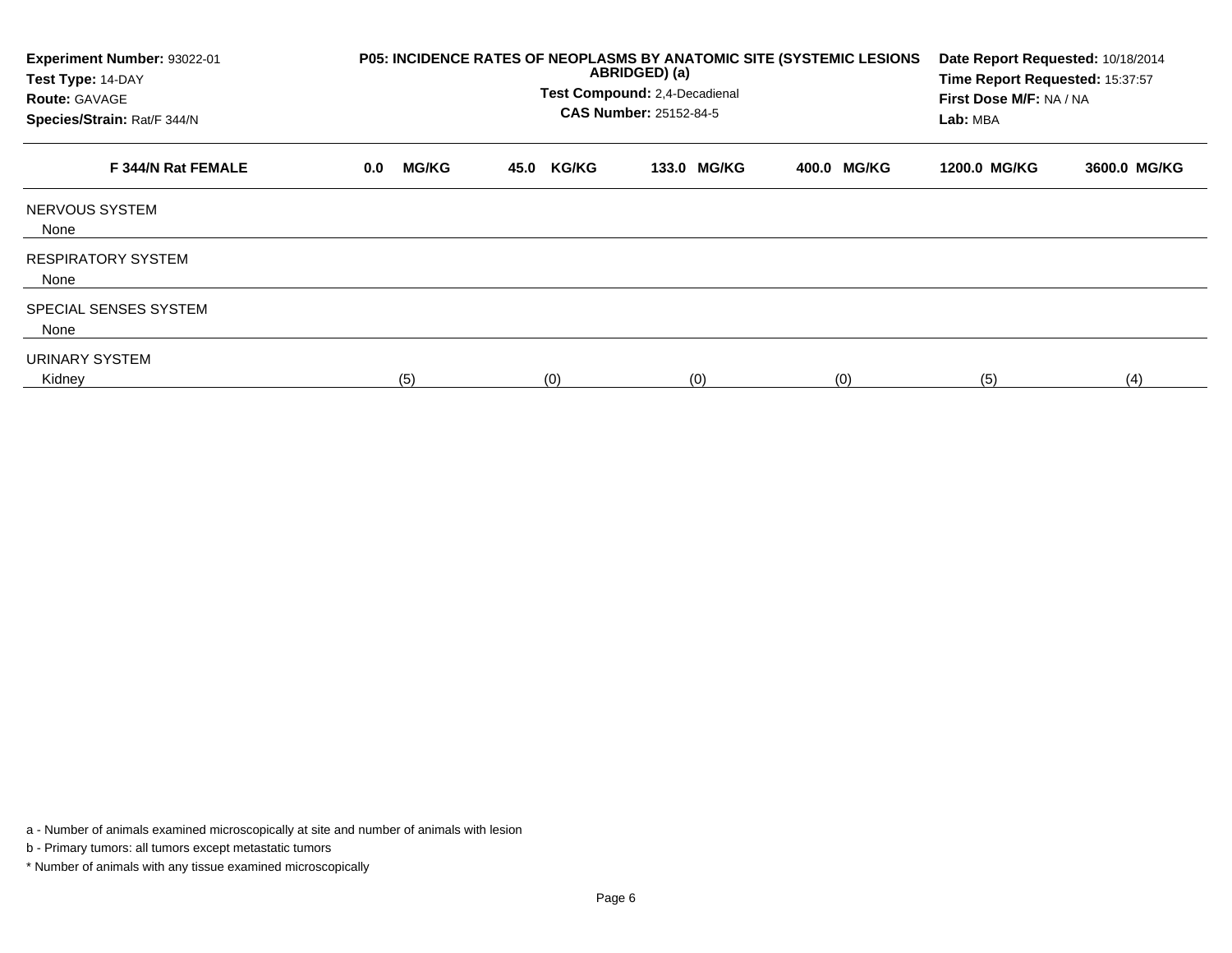| Experiment Number: 93022-01 | P05: INCIDENCE RATES OF NEOPLASMS BY ANATOMIC SITE (SYSTEMIC LESIONS ABRIDGED) (a) | Date Report Requested: 10/18/2014 |
|---|---|---|
| Test Type: 14-DAY | Test Compound: 2,4-Decadienal | Time Report Requested: 15:37:57 |
| Route: GAVAGE | CAS Number: 25152-84-5 | First Dose M/F: NA / NA |
| Species/Strain: Rat/F 344/N | | Lab: MBA |

| F 344/N Rat FEMALE | 0.0 MG/KG | 45.0 KG/KG | 133.0 MG/KG | 400.0 MG/KG | 1200.0 MG/KG | 3600.0 MG/KG |
|---|---|---|---|---|---|---|
| NERVOUS SYSTEM | | | | | | |
| None | | | | | | |
| RESPIRATORY SYSTEM | | | | | | |
| None | | | | | | |
| SPECIAL SENSES SYSTEM | | | | | | |
| None | | | | | | |
| URINARY SYSTEM | | | | | | |
| Kidney | (5) | (0) | (0) | (0) | (5) | (4) |

a - Number of animals examined microscopically at site and number of animals with lesion

b - Primary tumors: all tumors except metastatic tumors

* Number of animals with any tissue examined microscopically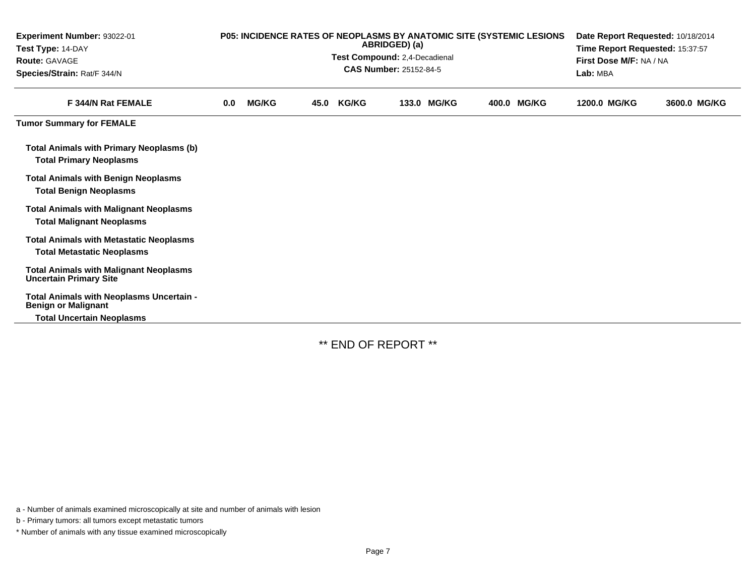**Experiment Number:** 93022-01
**Test Type:** 14-DAY
**Route:** GAVAGE
**Species/Strain:** Rat/F 344/N

**P05: INCIDENCE RATES OF NEOPLASMS BY ANATOMIC SITE (SYSTEMIC LESIONS ABRIDGED) (a)**
**Test Compound:** 2,4-Decadienal
**CAS Number:** 25152-84-5

**Date Report Requested:** 10/18/2014
**Time Report Requested:** 15:37:57
**First Dose M/F:** NA / NA
**Lab:** MBA

| F 344/N Rat FEMALE | 0.0 MG/KG | 45.0 KG/KG | 133.0 MG/KG | 400.0 MG/KG | 1200.0 MG/KG | 3600.0 MG/KG |
|---|---|---|---|---|---|---|
| **Tumor Summary for FEMALE** | | | | | | |
| **Total Animals with Primary Neoplasms (b)** | | | | | | |
| **Total Primary Neoplasms** | | | | | | |
| **Total Animals with Benign Neoplasms** | | | | | | |
| **Total Benign Neoplasms** | | | | | | |
| **Total Animals with Malignant Neoplasms** | | | | | | |
| **Total Malignant Neoplasms** | | | | | | |
| **Total Animals with Metastatic Neoplasms** | | | | | | |
| **Total Metastatic Neoplasms** | | | | | | |
| **Total Animals with Malignant Neoplasms Uncertain Primary Site** | | | | | | |
| **Total Animals with Neoplasms Uncertain - Benign or Malignant** | | | | | | |
| **Total Uncertain Neoplasms** | | | | | | |

** END OF REPORT **

a - Number of animals examined microscopically at site and number of animals with lesion

b - Primary tumors: all tumors except metastatic tumors

* Number of animals with any tissue examined microscopically